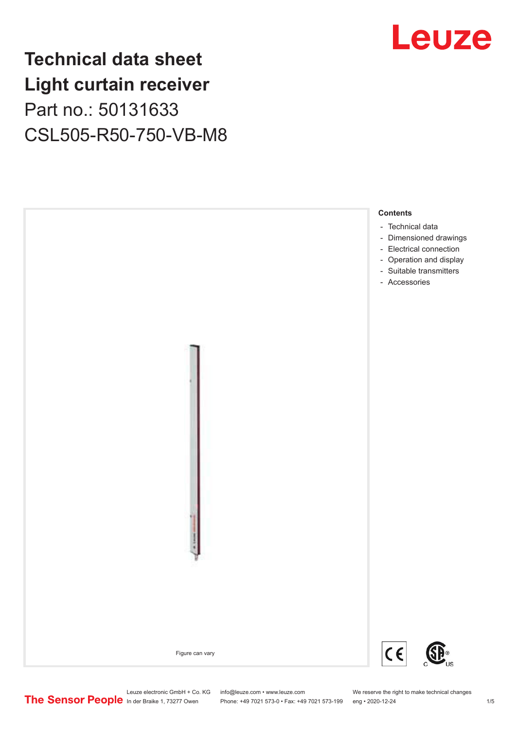# Technical data sheet
# Light curtain receiver

Part no.: 50131633

CSL505-R50-750-VB-M8

Figure can vary

**Contents**

- Technical data
- Dimensioned drawings
- Electrical connection
- Operation and display
- Suitable transmitters
- Accessories

Leuze electronic GmbH + Co. KG
In der Braike 1, 73277 Owen

info@leuze.com • www.leuze.com
Phone: +49 7021 573-0 • Fax: +49 7021 573-199

We reserve the right to make technical changes
eng • 2020-12-24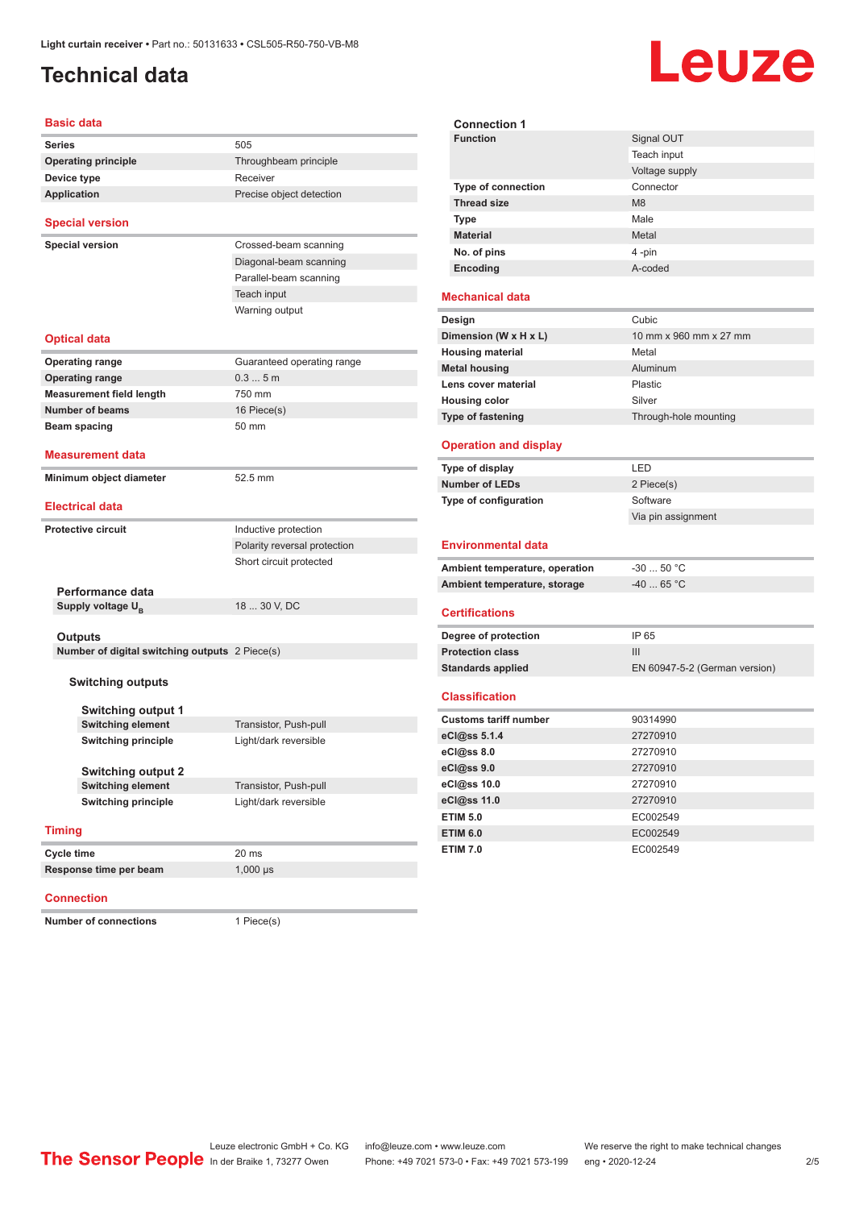Light curtain receiver • Part no.: 50131633 • CSL505-R50-750-VB-M8

# Technical data

## Basic data

| | |
|---|---|
| **Series** | 505 |
| **Operating principle** | Throughbeam principle |
| **Device type** | Receiver |
| **Application** | Precise object detection |

## Special version

| | |
|---|---|
| **Special version** | Crossed-beam scanning |
| | Diagonal-beam scanning |
| | Parallel-beam scanning |
| | Teach input |
| | Warning output |

## Optical data

| | |
|---|---|
| **Operating range** | Guaranteed operating range |
| **Operating range** | 0.3 ... 5 m |
| **Measurement field length** | 750 mm |
| **Number of beams** | 16 Piece(s) |
| **Beam spacing** | 50 mm |

## Measurement data

| | |
|---|---|
| **Minimum object diameter** | 52.5 mm |

## Electrical data

| | |
|---|---|
| **Protective circuit** | Inductive protection |
| | Polarity reversal protection |
| | Short circuit protected |

### Performance data

| | |
|---|---|
| **Supply voltage $U_B$** | 18 ... 30 V, DC |

### Outputs

| | |
|---|---|
| **Number of digital switching outputs** | 2 Piece(s) |

#### Switching outputs

##### Switching output 1

| | |
|---|---|
| **Switching element** | Transistor, Push-pull |
| **Switching principle** | Light/dark reversible |

##### Switching output 2

| | |
|---|---|
| **Switching element** | Transistor, Push-pull |
| **Switching principle** | Light/dark reversible |

## Timing

| | |
|---|---|
| **Cycle time** | 20 ms |
| **Response time per beam** | 1,000 µs |

## Connection

| | |
|---|---|
| **Number of connections** | 1 Piece(s) |

### Connection 1

| | |
|---|---|
| **Function** | Signal OUT |
| | Teach input |
| | Voltage supply |
| **Type of connection** | Connector |
| **Thread size** | M8 |
| **Type** | Male |
| **Material** | Metal |
| **No. of pins** | 4 -pin |
| **Encoding** | A-coded |

## Mechanical data

| | |
|---|---|
| **Design** | Cubic |
| **Dimension (W x H x L)** | 10 mm x 960 mm x 27 mm |
| **Housing material** | Metal |
| **Metal housing** | Aluminum |
| **Lens cover material** | Plastic |
| **Housing color** | Silver |
| **Type of fastening** | Through-hole mounting |

## Operation and display

| | |
|---|---|
| **Type of display** | LED |
| **Number of LEDs** | 2 Piece(s) |
| **Type of configuration** | Software |
| | Via pin assignment |

## Environmental data

| | |
|---|---|
| **Ambient temperature, operation** | -30 ... 50 °C |
| **Ambient temperature, storage** | -40 ... 65 °C |

## Certifications

| | |
|---|---|
| **Degree of protection** | IP 65 |
| **Protection class** | III |
| **Standards applied** | EN 60947-5-2 (German version) |

## Classification

| | |
|---|---|
| **Customs tariff number** | 90314990 |
| **eCl@ss 5.1.4** | 27270910 |
| **eCl@ss 8.0** | 27270910 |
| **eCl@ss 9.0** | 27270910 |
| **eCl@ss 10.0** | 27270910 |
| **eCl@ss 11.0** | 27270910 |
| **ETIM 5.0** | EC002549 |
| **ETIM 6.0** | EC002549 |
| **ETIM 7.0** | EC002549 |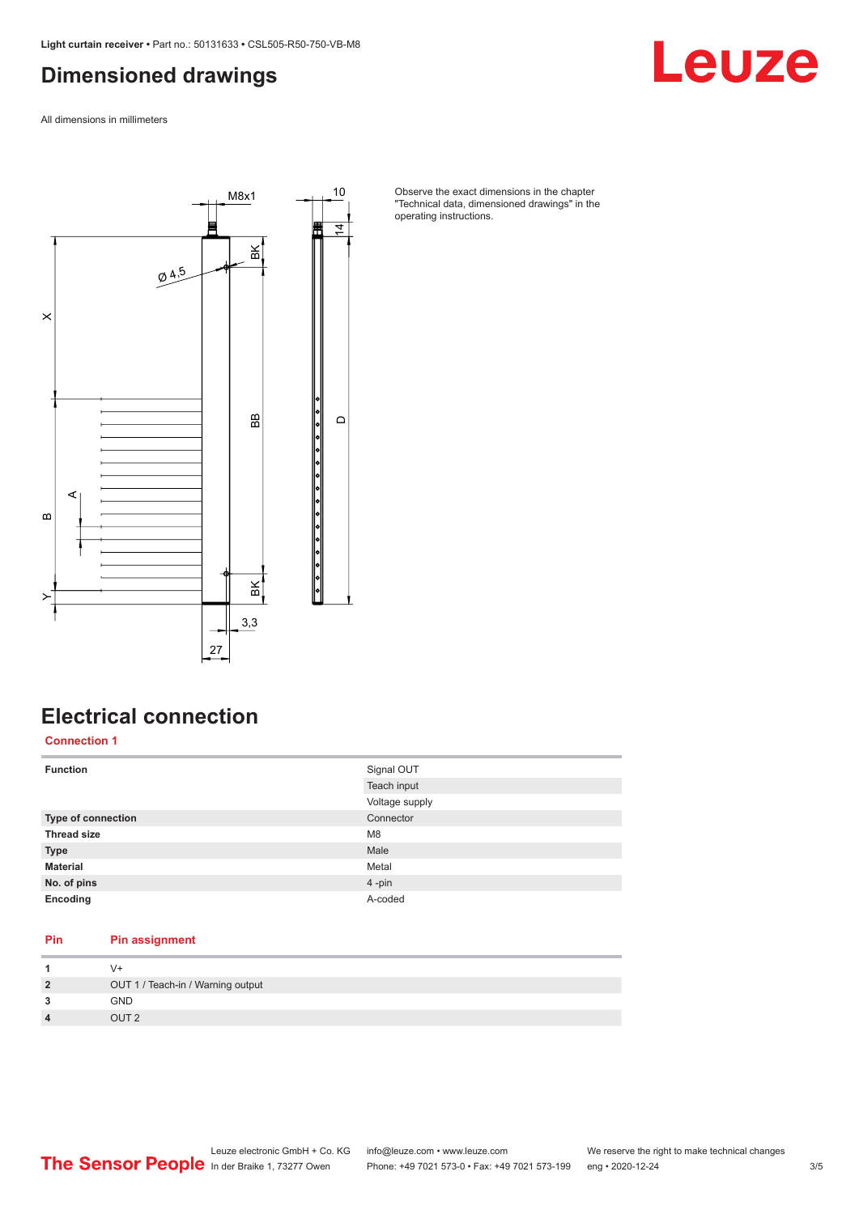# Dimensioned drawings

All dimensions in millimeters

Observe the exact dimensions in the chapter "Technical data, dimensioned drawings" in the operating instructions.

# Electrical connection

## Connection 1

| | |
|---|---|
| **Function** | Signal OUT |
| | Teach input |
| | Voltage supply |
| **Type of connection** | Connector |
| **Thread size** | M8 |
| **Type** | Male |
| **Material** | Metal |
| **No. of pins** | 4 -pin |
| **Encoding** | A-coded |

| Pin | Pin assignment |
|---|---|
| **1** | V+ |
| **2** | OUT 1 / Teach-in / Warning output |
| **3** | GND |
| **4** | OUT 2 |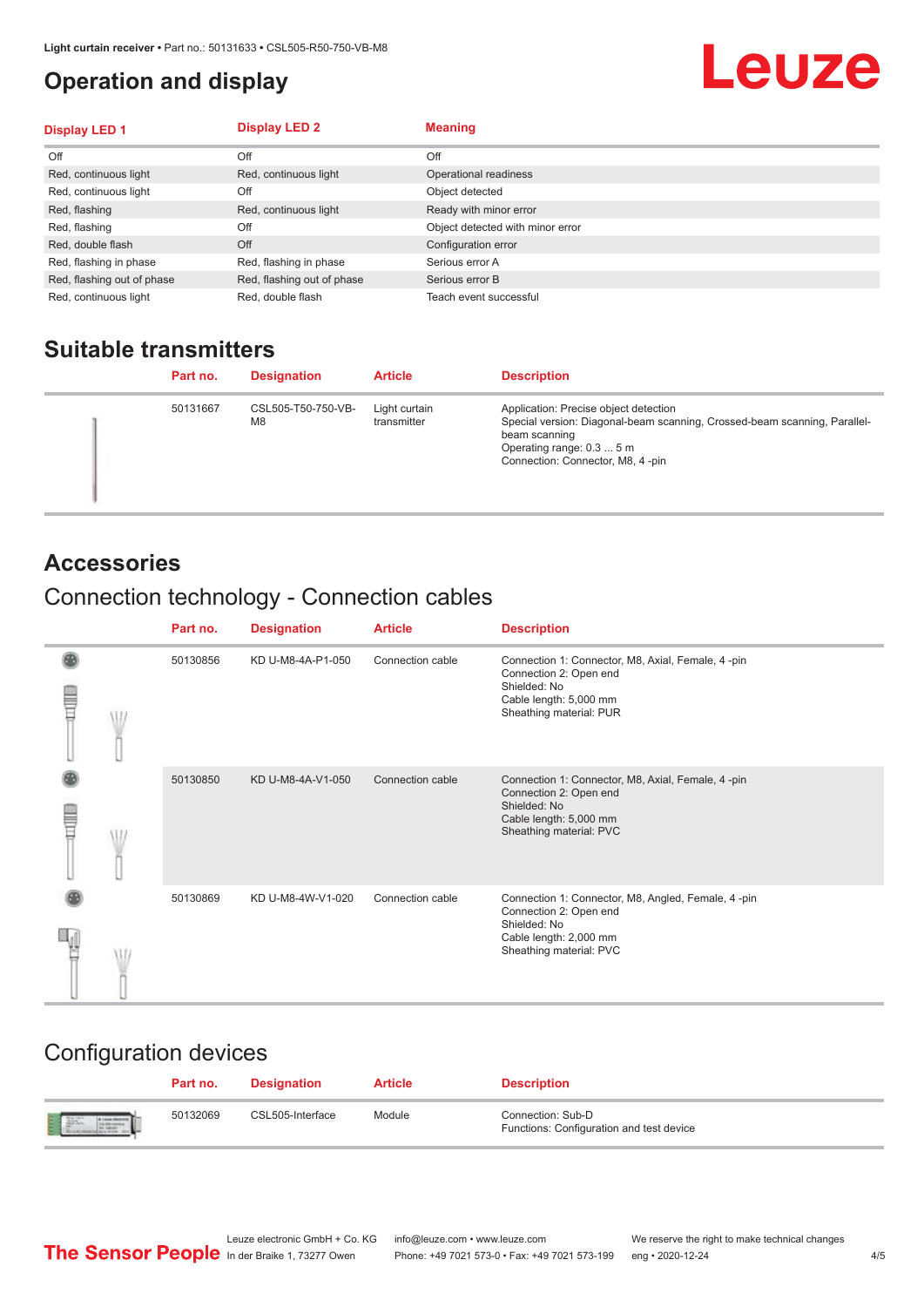# Operation and display

| Display LED 1 | Display LED 2 | Meaning |
|---|---|---|
| Off | Off | Off |
| Red, continuous light | Red, continuous light | Operational readiness |
| Red, continuous light | Off | Object detected |
| Red, flashing | Red, continuous light | Ready with minor error |
| Red, flashing | Off | Object detected with minor error |
| Red, double flash | Off | Configuration error |
| Red, flashing in phase | Red, flashing in phase | Serious error A |
| Red, flashing out of phase | Red, flashing out of phase | Serious error B |
| Red, continuous light | Red, double flash | Teach event successful |

## Suitable transmitters

| Part no. | Designation | Article | Description |
|---|---|---|---|
| 50131667 | CSL505-T50-750-VB-M8 | Light curtain transmitter | Application: Precise object detection<br>Special version: Diagonal-beam scanning, Crossed-beam scanning, Parallel-beam scanning<br>Operating range: 0.3 ... 5 m<br>Connection: Connector, M8, 4 -pin |

## Accessories

### Connection technology - Connection cables

| Part no. | Designation | Article | Description |
|---|---|---|---|
| 50130856 | KD U-M8-4A-P1-050 | Connection cable | Connection 1: Connector, M8, Axial, Female, 4 -pin<br>Connection 2: Open end<br>Shielded: No<br>Cable length: 5,000 mm<br>Sheathing material: PUR |
| 50130850 | KD U-M8-4A-V1-050 | Connection cable | Connection 1: Connector, M8, Axial, Female, 4 -pin<br>Connection 2: Open end<br>Shielded: No<br>Cable length: 5,000 mm<br>Sheathing material: PVC |
| 50130869 | KD U-M8-4W-V1-020 | Connection cable | Connection 1: Connector, M8, Angled, Female, 4 -pin<br>Connection 2: Open end<br>Shielded: No<br>Cable length: 2,000 mm<br>Sheathing material: PVC |

### Configuration devices

| Part no. | Designation | Article | Description |
|---|---|---|---|
| 50132069 | CSL505-Interface | Module | Connection: Sub-D<br>Functions: Configuration and test device |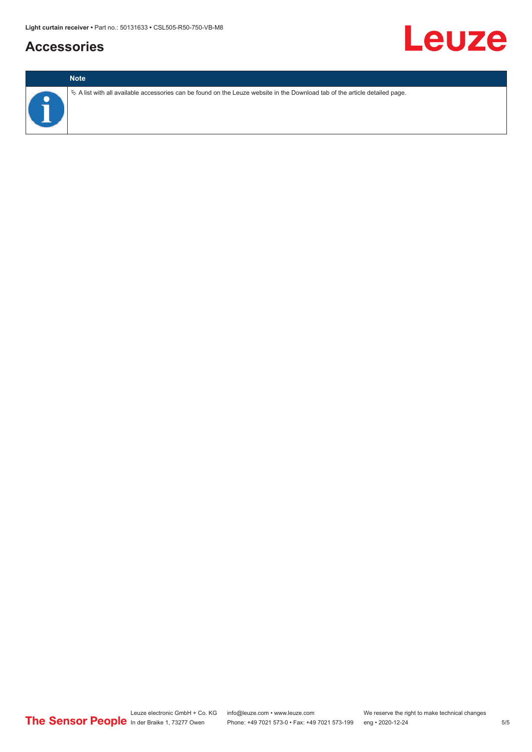## Accessories

| | Note |
|---|---|
| | ↳ A list with all available accessories can be found on the Leuze website in the Download tab of the article detailed page. |